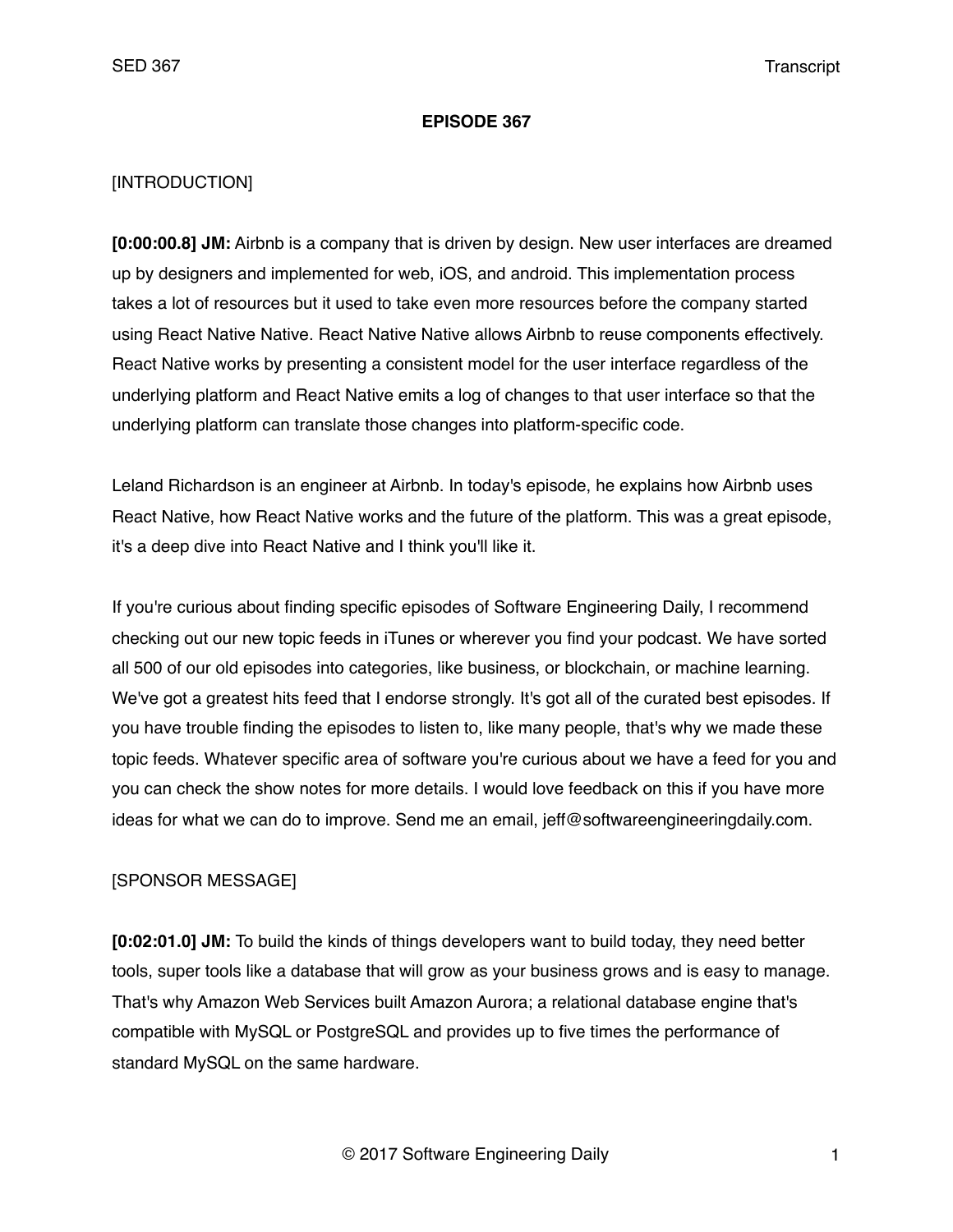**EPISODE 367**

[INTRODUCTION]

**[0:00:00.8] JM:** Airbnb is a company that is driven by design. New user interfaces are dreamed up by designers and implemented for web, iOS, and android. This implementation process takes a lot of resources but it used to take even more resources before the company started using React Native Native. React Native Native allows Airbnb to reuse components effectively. React Native works by presenting a consistent model for the user interface regardless of the underlying platform and React Native emits a log of changes to that user interface so that the underlying platform can translate those changes into platform-specific code.

Leland Richardson is an engineer at Airbnb. In today's episode, he explains how Airbnb uses React Native, how React Native works and the future of the platform. This was a great episode, it's a deep dive into React Native and I think you'll like it.

If you're curious about finding specific episodes of Software Engineering Daily, I recommend checking out our new topic feeds in iTunes or wherever you find your podcast. We have sorted all 500 of our old episodes into categories, like business, or blockchain, or machine learning. We've got a greatest hits feed that I endorse strongly. It's got all of the curated best episodes. If you have trouble finding the episodes to listen to, like many people, that's why we made these topic feeds. Whatever specific area of software you're curious about we have a feed for you and you can check the show notes for more details. I would love feedback on this if you have more ideas for what we can do to improve. Send me an email, jeff@softwareengineeringdaily.com.

[SPONSOR MESSAGE]

**[0:02:01.0] JM:** To build the kinds of things developers want to build today, they need better tools, super tools like a database that will grow as your business grows and is easy to manage. That's why Amazon Web Services built Amazon Aurora; a relational database engine that's compatible with MySQL or PostgreSQL and provides up to five times the performance of standard MySQL on the same hardware.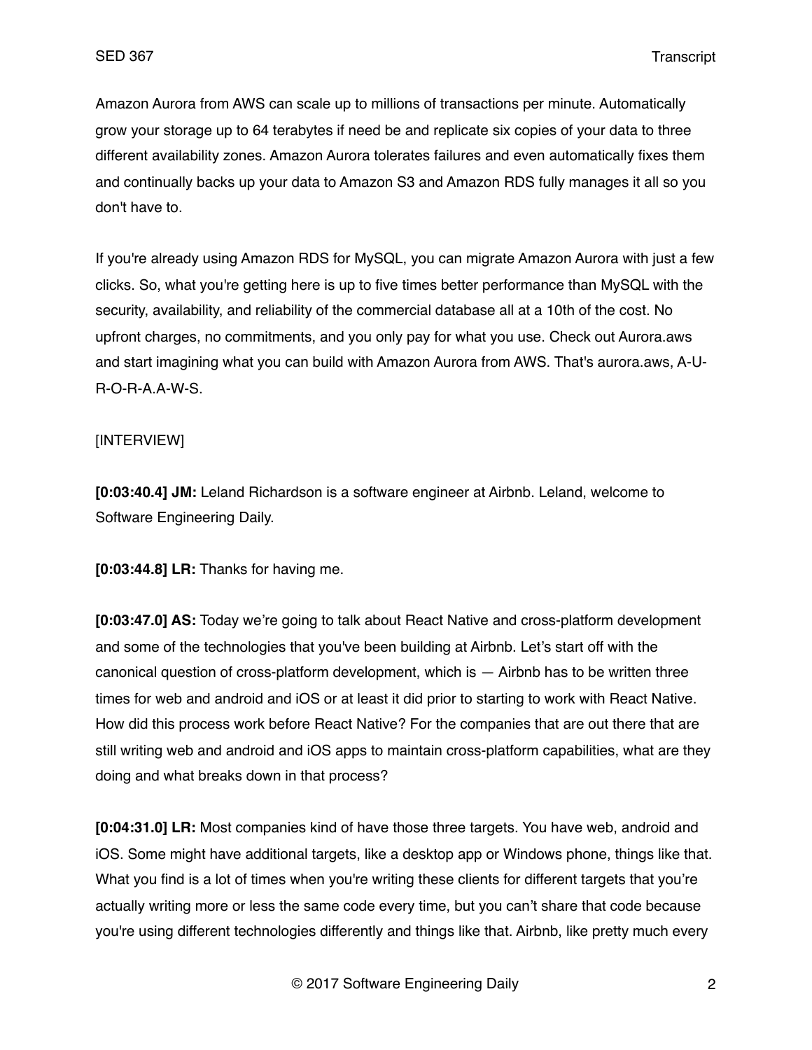Amazon Aurora from AWS can scale up to millions of transactions per minute. Automatically grow your storage up to 64 terabytes if need be and replicate six copies of your data to three different availability zones. Amazon Aurora tolerates failures and even automatically fixes them and continually backs up your data to Amazon S3 and Amazon RDS fully manages it all so you don't have to.

If you're already using Amazon RDS for MySQL, you can migrate Amazon Aurora with just a few clicks. So, what you're getting here is up to five times better performance than MySQL with the security, availability, and reliability of the commercial database all at a 10th of the cost. No upfront charges, no commitments, and you only pay for what you use. Check out Aurora.aws and start imagining what you can build with Amazon Aurora from AWS. That's aurora.aws, A-U-R-O-R-A.A-W-S.

[INTERVIEW]

**[0:03:40.4] JM:** Leland Richardson is a software engineer at Airbnb. Leland, welcome to Software Engineering Daily.

**[0:03:44.8] LR:** Thanks for having me.

**[0:03:47.0] AS:** Today we're going to talk about React Native and cross-platform development and some of the technologies that you've been building at Airbnb. Let's start off with the canonical question of cross-platform development, which is — Airbnb has to be written three times for web and android and iOS or at least it did prior to starting to work with React Native. How did this process work before React Native? For the companies that are out there that are still writing web and android and iOS apps to maintain cross-platform capabilities, what are they doing and what breaks down in that process?

**[0:04:31.0] LR:** Most companies kind of have those three targets. You have web, android and iOS. Some might have additional targets, like a desktop app or Windows phone, things like that. What you find is a lot of times when you're writing these clients for different targets that you're actually writing more or less the same code every time, but you can't share that code because you're using different technologies differently and things like that. Airbnb, like pretty much every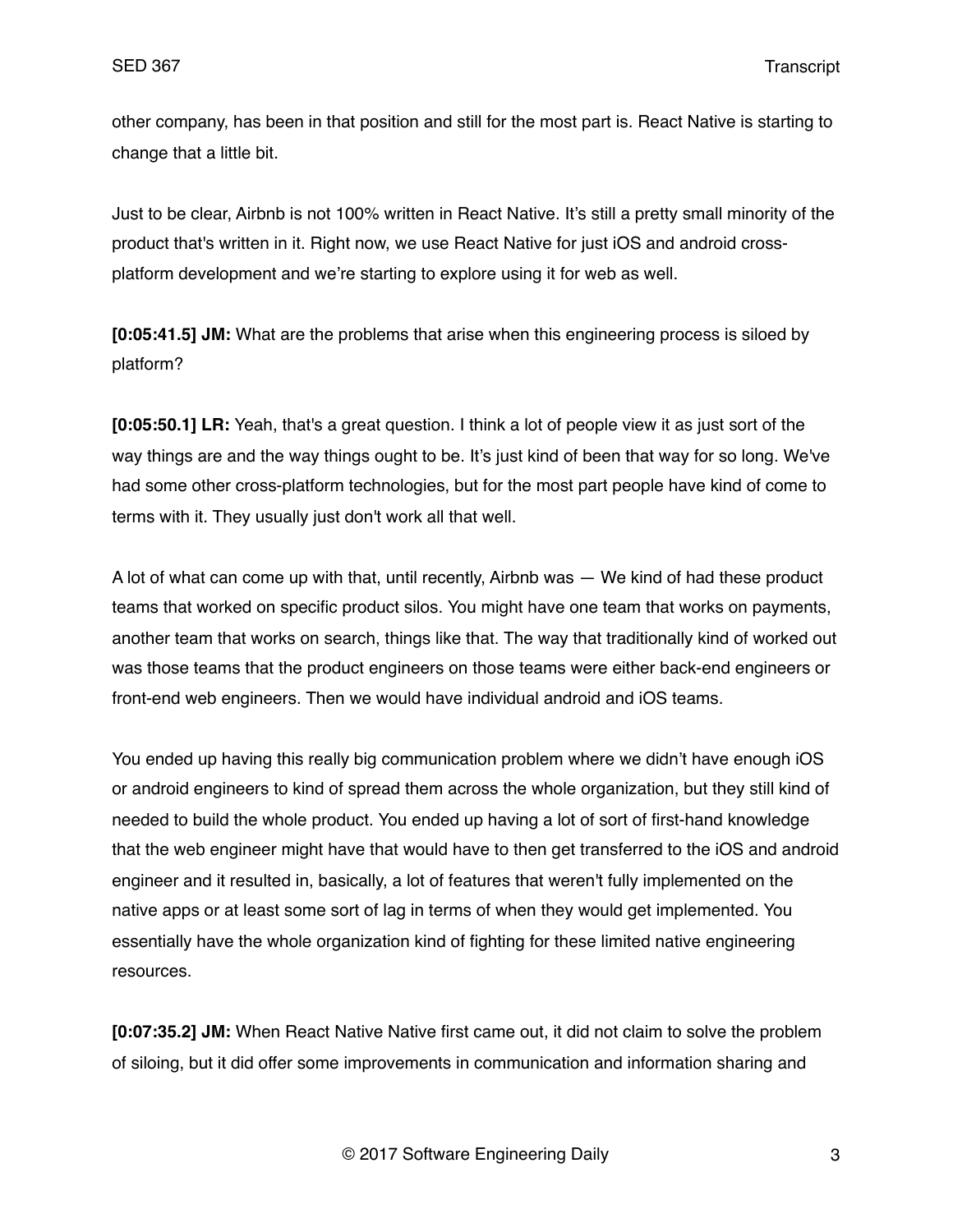other company, has been in that position and still for the most part is. React Native is starting to change that a little bit.

Just to be clear, Airbnb is not 100% written in React Native. It's still a pretty small minority of the product that's written in it. Right now, we use React Native for just iOS and android cross-platform development and we're starting to explore using it for web as well.

**[0:05:41.5] JM:** What are the problems that arise when this engineering process is siloed by platform?

**[0:05:50.1] LR:** Yeah, that's a great question. I think a lot of people view it as just sort of the way things are and the way things ought to be. It's just kind of been that way for so long. We've had some other cross-platform technologies, but for the most part people have kind of come to terms with it. They usually just don't work all that well.

A lot of what can come up with that, until recently, Airbnb was — We kind of had these product teams that worked on specific product silos. You might have one team that works on payments, another team that works on search, things like that. The way that traditionally kind of worked out was those teams that the product engineers on those teams were either back-end engineers or front-end web engineers. Then we would have individual android and iOS teams.

You ended up having this really big communication problem where we didn't have enough iOS or android engineers to kind of spread them across the whole organization, but they still kind of needed to build the whole product. You ended up having a lot of sort of first-hand knowledge that the web engineer might have that would have to then get transferred to the iOS and android engineer and it resulted in, basically, a lot of features that weren't fully implemented on the native apps or at least some sort of lag in terms of when they would get implemented. You essentially have the whole organization kind of fighting for these limited native engineering resources.

**[0:07:35.2] JM:** When React Native Native first came out, it did not claim to solve the problem of siloing, but it did offer some improvements in communication and information sharing and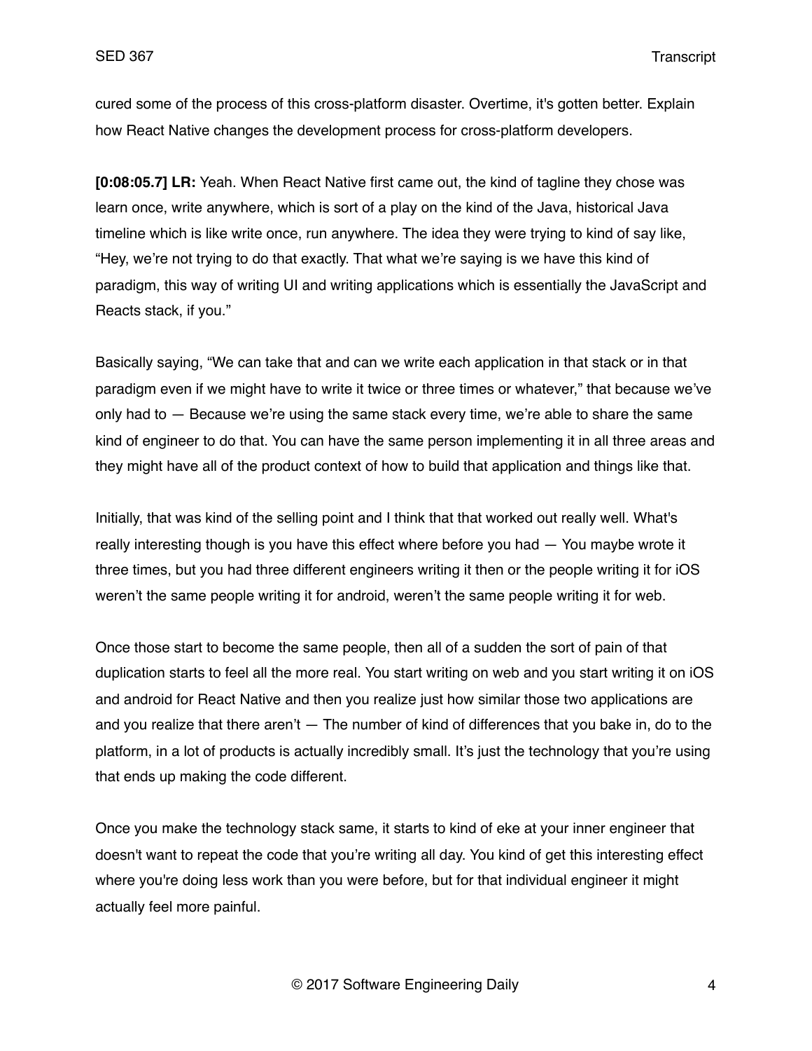cured some of the process of this cross-platform disaster. Overtime, it's gotten better. Explain how React Native changes the development process for cross-platform developers.

**[0:08:05.7] LR:** Yeah. When React Native first came out, the kind of tagline they chose was learn once, write anywhere, which is sort of a play on the kind of the Java, historical Java timeline which is like write once, run anywhere. The idea they were trying to kind of say like, "Hey, we're not trying to do that exactly. That what we're saying is we have this kind of paradigm, this way of writing UI and writing applications which is essentially the JavaScript and Reacts stack, if you."

Basically saying, "We can take that and can we write each application in that stack or in that paradigm even if we might have to write it twice or three times or whatever," that because we've only had to — Because we're using the same stack every time, we're able to share the same kind of engineer to do that. You can have the same person implementing it in all three areas and they might have all of the product context of how to build that application and things like that.

Initially, that was kind of the selling point and I think that that worked out really well. What's really interesting though is you have this effect where before you had — You maybe wrote it three times, but you had three different engineers writing it then or the people writing it for iOS weren't the same people writing it for android, weren't the same people writing it for web.

Once those start to become the same people, then all of a sudden the sort of pain of that duplication starts to feel all the more real. You start writing on web and you start writing it on iOS and android for React Native and then you realize just how similar those two applications are and you realize that there aren't — The number of kind of differences that you bake in, do to the platform, in a lot of products is actually incredibly small. It's just the technology that you're using that ends up making the code different.

Once you make the technology stack same, it starts to kind of eke at your inner engineer that doesn't want to repeat the code that you're writing all day. You kind of get this interesting effect where you're doing less work than you were before, but for that individual engineer it might actually feel more painful.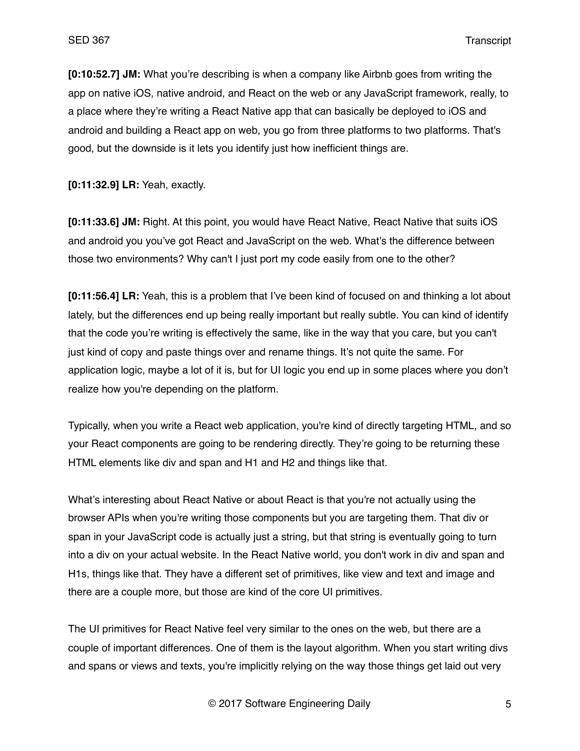**[0:10:52.7] JM:** What you're describing is when a company like Airbnb goes from writing the app on native iOS, native android, and React on the web or any JavaScript framework, really, to a place where they're writing a React Native app that can basically be deployed to iOS and android and building a React app on web, you go from three platforms to two platforms. That's good, but the downside is it lets you identify just how inefficient things are.

**[0:11:32.9] LR:** Yeah, exactly.

**[0:11:33.6] JM:** Right. At this point, you would have React Native, React Native that suits iOS and android you you've got React and JavaScript on the web. What's the difference between those two environments? Why can't I just port my code easily from one to the other?

**[0:11:56.4] LR:** Yeah, this is a problem that I've been kind of focused on and thinking a lot about lately, but the differences end up being really important but really subtle. You can kind of identify that the code you're writing is effectively the same, like in the way that you care, but you can't just kind of copy and paste things over and rename things. It's not quite the same. For application logic, maybe a lot of it is, but for UI logic you end up in some places where you don't realize how you're depending on the platform.

Typically, when you write a React web application, you're kind of directly targeting HTML, and so your React components are going to be rendering directly. They're going to be returning these HTML elements like div and span and H1 and H2 and things like that.

What's interesting about React Native or about React is that you're not actually using the browser APIs when you're writing those components but you are targeting them. That div or span in your JavaScript code is actually just a string, but that string is eventually going to turn into a div on your actual website. In the React Native world, you don't work in div and span and H1s, things like that. They have a different set of primitives, like view and text and image and there are a couple more, but those are kind of the core UI primitives.

The UI primitives for React Native feel very similar to the ones on the web, but there are a couple of important differences. One of them is the layout algorithm. When you start writing divs and spans or views and texts, you're implicitly relying on the way those things get laid out very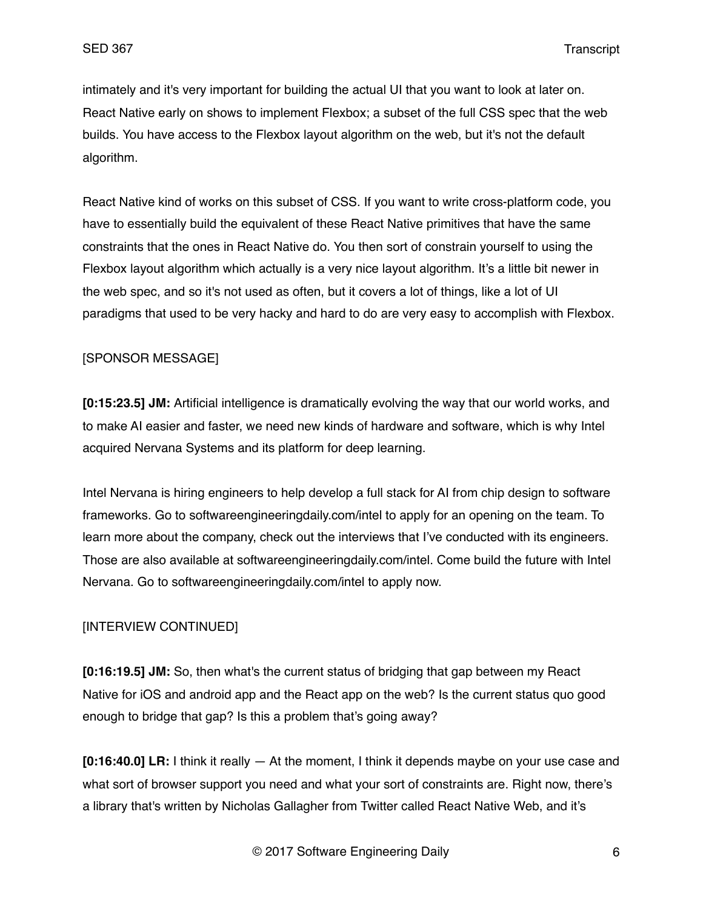intimately and it's very important for building the actual UI that you want to look at later on. React Native early on shows to implement Flexbox; a subset of the full CSS spec that the web builds. You have access to the Flexbox layout algorithm on the web, but it's not the default algorithm.

React Native kind of works on this subset of CSS. If you want to write cross-platform code, you have to essentially build the equivalent of these React Native primitives that have the same constraints that the ones in React Native do. You then sort of constrain yourself to using the Flexbox layout algorithm which actually is a very nice layout algorithm. It's a little bit newer in the web spec, and so it's not used as often, but it covers a lot of things, like a lot of UI paradigms that used to be very hacky and hard to do are very easy to accomplish with Flexbox.

[SPONSOR MESSAGE]

**[0:15:23.5] JM:** Artificial intelligence is dramatically evolving the way that our world works, and to make AI easier and faster, we need new kinds of hardware and software, which is why Intel acquired Nervana Systems and its platform for deep learning.

Intel Nervana is hiring engineers to help develop a full stack for AI from chip design to software frameworks. Go to softwareengineeringdaily.com/intel to apply for an opening on the team. To learn more about the company, check out the interviews that I've conducted with its engineers. Those are also available at softwareengineeringdaily.com/intel. Come build the future with Intel Nervana. Go to softwareengineeringdaily.com/intel to apply now.

[INTERVIEW CONTINUED]

**[0:16:19.5] JM:** So, then what's the current status of bridging that gap between my React Native for iOS and android app and the React app on the web? Is the current status quo good enough to bridge that gap? Is this a problem that's going away?

**[0:16:40.0] LR:** I think it really — At the moment, I think it depends maybe on your use case and what sort of browser support you need and what your sort of constraints are. Right now, there's a library that's written by Nicholas Gallagher from Twitter called React Native Web, and it's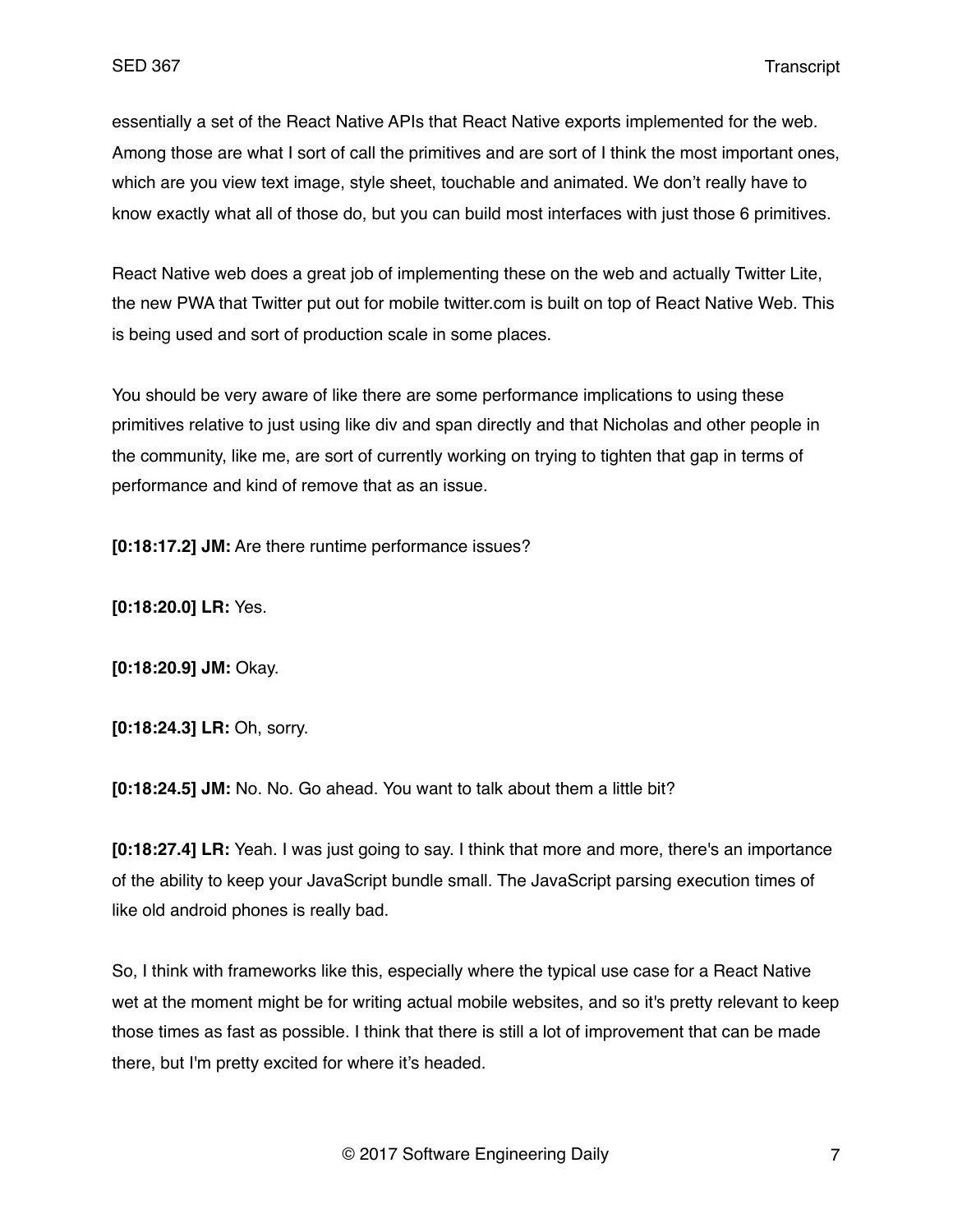essentially a set of the React Native APIs that React Native exports implemented for the web. Among those are what I sort of call the primitives and are sort of I think the most important ones, which are you view text image, style sheet, touchable and animated. We don't really have to know exactly what all of those do, but you can build most interfaces with just those 6 primitives.

React Native web does a great job of implementing these on the web and actually Twitter Lite, the new PWA that Twitter put out for mobile twitter.com is built on top of React Native Web. This is being used and sort of production scale in some places.

You should be very aware of like there are some performance implications to using these primitives relative to just using like div and span directly and that Nicholas and other people in the community, like me, are sort of currently working on trying to tighten that gap in terms of performance and kind of remove that as an issue.

**[0:18:17.2] JM:** Are there runtime performance issues?

**[0:18:20.0] LR:** Yes.

**[0:18:20.9] JM:** Okay.

**[0:18:24.3] LR:** Oh, sorry.

**[0:18:24.5] JM:** No. No. Go ahead. You want to talk about them a little bit?

**[0:18:27.4] LR:** Yeah. I was just going to say. I think that more and more, there's an importance of the ability to keep your JavaScript bundle small. The JavaScript parsing execution times of like old android phones is really bad.

So, I think with frameworks like this, especially where the typical use case for a React Native wet at the moment might be for writing actual mobile websites, and so it's pretty relevant to keep those times as fast as possible. I think that there is still a lot of improvement that can be made there, but I'm pretty excited for where it's headed.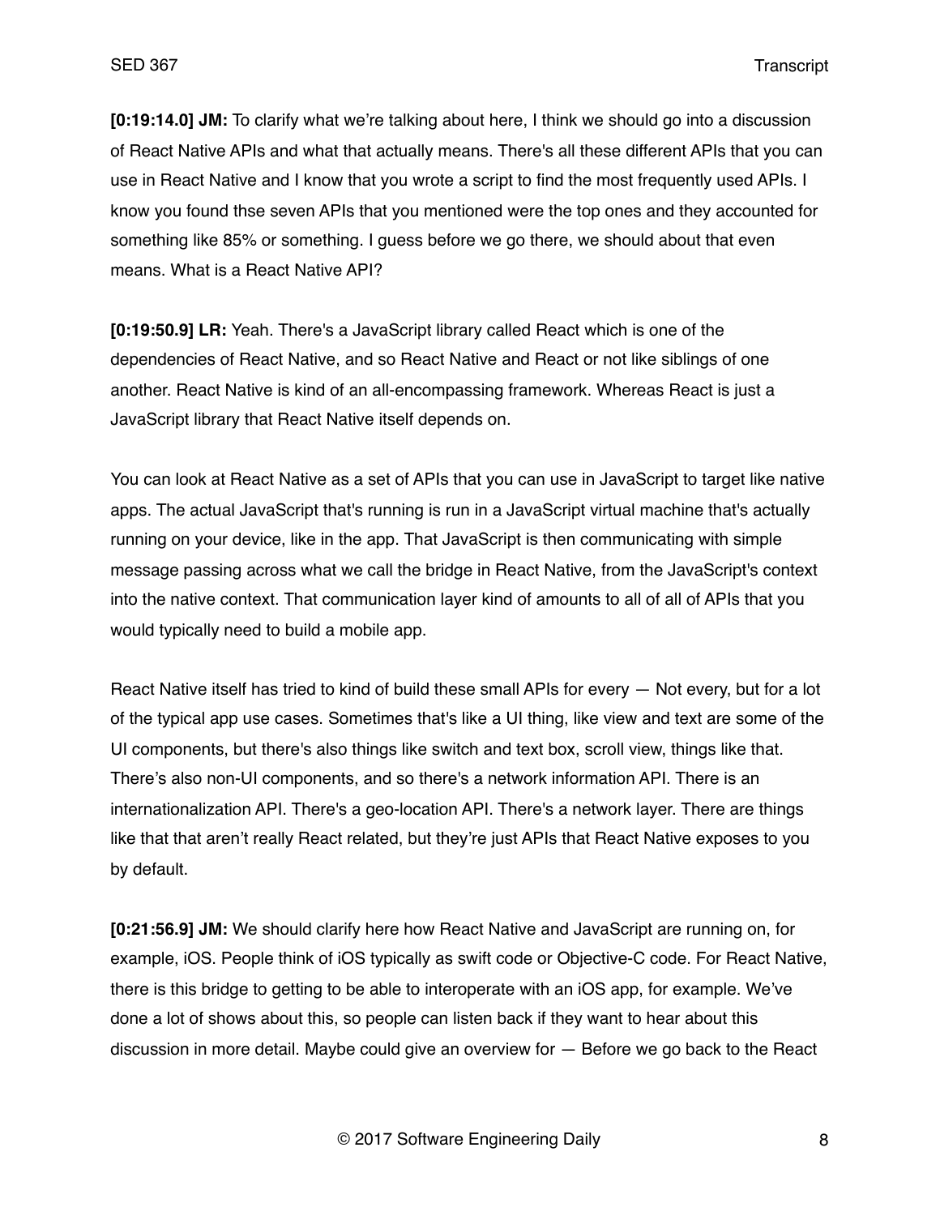**[0:19:14.0] JM:** To clarify what we're talking about here, I think we should go into a discussion of React Native APIs and what that actually means. There's all these different APIs that you can use in React Native and I know that you wrote a script to find the most frequently used APIs. I know you found thse seven APIs that you mentioned were the top ones and they accounted for something like 85% or something. I guess before we go there, we should about that even means. What is a React Native API?

**[0:19:50.9] LR:** Yeah. There's a JavaScript library called React which is one of the dependencies of React Native, and so React Native and React or not like siblings of one another. React Native is kind of an all-encompassing framework. Whereas React is just a JavaScript library that React Native itself depends on.

You can look at React Native as a set of APIs that you can use in JavaScript to target like native apps. The actual JavaScript that's running is run in a JavaScript virtual machine that's actually running on your device, like in the app. That JavaScript is then communicating with simple message passing across what we call the bridge in React Native, from the JavaScript's context into the native context. That communication layer kind of amounts to all of all of APIs that you would typically need to build a mobile app.

React Native itself has tried to kind of build these small APIs for every — Not every, but for a lot of the typical app use cases. Sometimes that's like a UI thing, like view and text are some of the UI components, but there's also things like switch and text box, scroll view, things like that. There's also non-UI components, and so there's a network information API. There is an internationalization API. There's a geo-location API. There's a network layer. There are things like that that aren't really React related, but they're just APIs that React Native exposes to you by default.

**[0:21:56.9] JM:** We should clarify here how React Native and JavaScript are running on, for example, iOS. People think of iOS typically as swift code or Objective-C code. For React Native, there is this bridge to getting to be able to interoperate with an iOS app, for example. We've done a lot of shows about this, so people can listen back if they want to hear about this discussion in more detail. Maybe could give an overview for — Before we go back to the React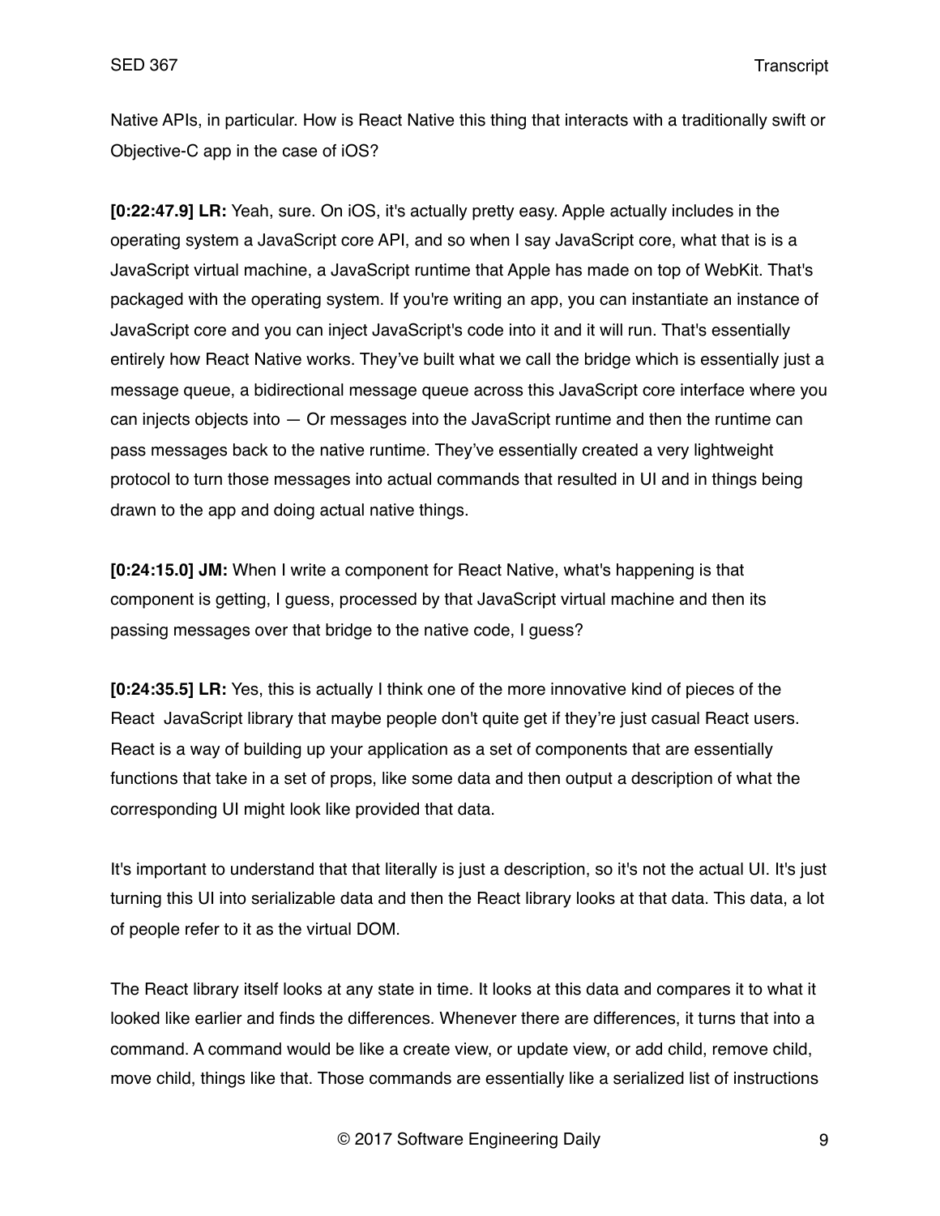Native APIs, in particular. How is React Native this thing that interacts with a traditionally swift or Objective-C app in the case of iOS?

**[0:22:47.9] LR:** Yeah, sure. On iOS, it's actually pretty easy. Apple actually includes in the operating system a JavaScript core API, and so when I say JavaScript core, what that is is a JavaScript virtual machine, a JavaScript runtime that Apple has made on top of WebKit. That's packaged with the operating system. If you're writing an app, you can instantiate an instance of JavaScript core and you can inject JavaScript's code into it and it will run. That's essentially entirely how React Native works. They've built what we call the bridge which is essentially just a message queue, a bidirectional message queue across this JavaScript core interface where you can injects objects into — Or messages into the JavaScript runtime and then the runtime can pass messages back to the native runtime. They've essentially created a very lightweight protocol to turn those messages into actual commands that resulted in UI and in things being drawn to the app and doing actual native things.

**[0:24:15.0] JM:** When I write a component for React Native, what's happening is that component is getting, I guess, processed by that JavaScript virtual machine and then its passing messages over that bridge to the native code, I guess?

**[0:24:35.5] LR:** Yes, this is actually I think one of the more innovative kind of pieces of the React JavaScript library that maybe people don't quite get if they're just casual React users. React is a way of building up your application as a set of components that are essentially functions that take in a set of props, like some data and then output a description of what the corresponding UI might look like provided that data.

It's important to understand that that literally is just a description, so it's not the actual UI. It's just turning this UI into serializable data and then the React library looks at that data. This data, a lot of people refer to it as the virtual DOM.

The React library itself looks at any state in time. It looks at this data and compares it to what it looked like earlier and finds the differences. Whenever there are differences, it turns that into a command. A command would be like a create view, or update view, or add child, remove child, move child, things like that. Those commands are essentially like a serialized list of instructions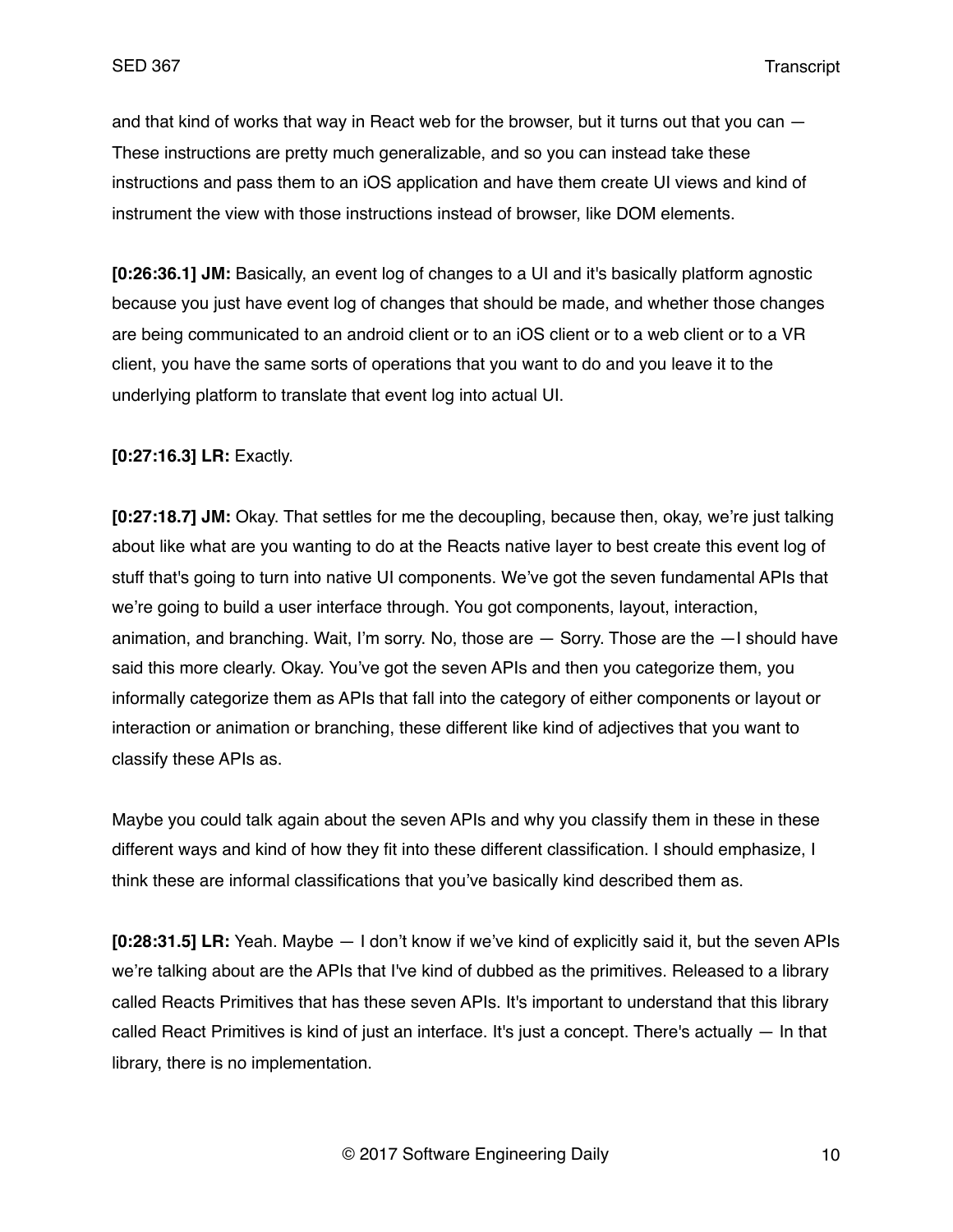and that kind of works that way in React web for the browser, but it turns out that you can — These instructions are pretty much generalizable, and so you can instead take these instructions and pass them to an iOS application and have them create UI views and kind of instrument the view with those instructions instead of browser, like DOM elements.

**[0:26:36.1] JM:** Basically, an event log of changes to a UI and it's basically platform agnostic because you just have event log of changes that should be made, and whether those changes are being communicated to an android client or to an iOS client or to a web client or to a VR client, you have the same sorts of operations that you want to do and you leave it to the underlying platform to translate that event log into actual UI.

**[0:27:16.3] LR:** Exactly.

**[0:27:18.7] JM:** Okay. That settles for me the decoupling, because then, okay, we're just talking about like what are you wanting to do at the Reacts native layer to best create this event log of stuff that's going to turn into native UI components. We've got the seven fundamental APIs that we're going to build a user interface through. You got components, layout, interaction, animation, and branching. Wait, I'm sorry. No, those are — Sorry. Those are the —I should have said this more clearly. Okay. You've got the seven APIs and then you categorize them, you informally categorize them as APIs that fall into the category of either components or layout or interaction or animation or branching, these different like kind of adjectives that you want to classify these APIs as.

Maybe you could talk again about the seven APIs and why you classify them in these in these different ways and kind of how they fit into these different classification. I should emphasize, I think these are informal classifications that you've basically kind described them as.

**[0:28:31.5] LR:** Yeah. Maybe — I don't know if we've kind of explicitly said it, but the seven APIs we're talking about are the APIs that I've kind of dubbed as the primitives. Released to a library called Reacts Primitives that has these seven APIs. It's important to understand that this library called React Primitives is kind of just an interface. It's just a concept. There's actually — In that library, there is no implementation.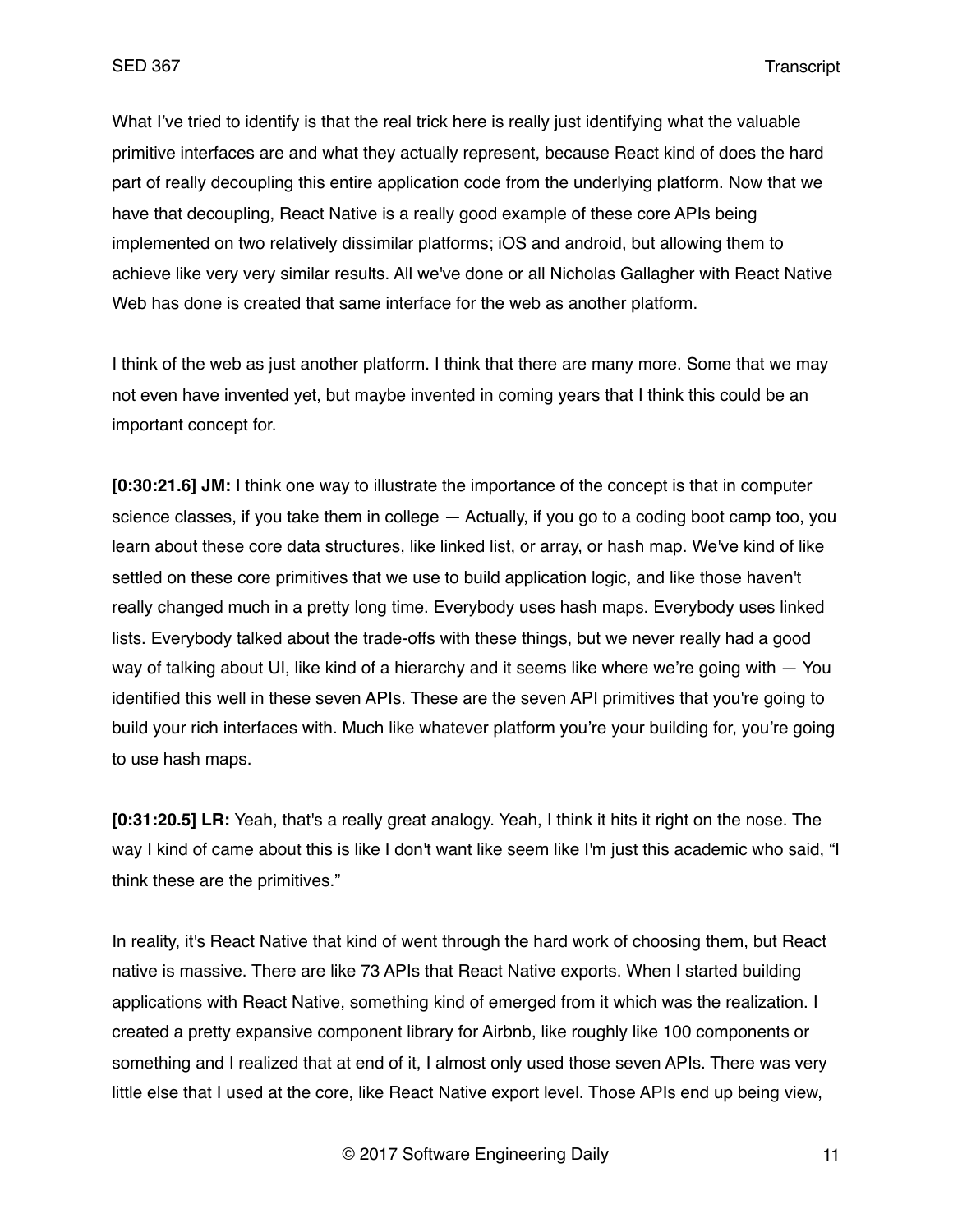What I've tried to identify is that the real trick here is really just identifying what the valuable primitive interfaces are and what they actually represent, because React kind of does the hard part of really decoupling this entire application code from the underlying platform. Now that we have that decoupling, React Native is a really good example of these core APIs being implemented on two relatively dissimilar platforms; iOS and android, but allowing them to achieve like very very similar results. All we've done or all Nicholas Gallagher with React Native Web has done is created that same interface for the web as another platform.

I think of the web as just another platform. I think that there are many more. Some that we may not even have invented yet, but maybe invented in coming years that I think this could be an important concept for.

**[0:30:21.6] JM:** I think one way to illustrate the importance of the concept is that in computer science classes, if you take them in college — Actually, if you go to a coding boot camp too, you learn about these core data structures, like linked list, or array, or hash map. We've kind of like settled on these core primitives that we use to build application logic, and like those haven't really changed much in a pretty long time. Everybody uses hash maps. Everybody uses linked lists. Everybody talked about the trade-offs with these things, but we never really had a good way of talking about UI, like kind of a hierarchy and it seems like where we're going with — You identified this well in these seven APIs. These are the seven API primitives that you're going to build your rich interfaces with. Much like whatever platform you're your building for, you're going to use hash maps.

**[0:31:20.5] LR:** Yeah, that's a really great analogy. Yeah, I think it hits it right on the nose. The way I kind of came about this is like I don't want like seem like I'm just this academic who said, "I think these are the primitives."

In reality, it's React Native that kind of went through the hard work of choosing them, but React native is massive. There are like 73 APIs that React Native exports. When I started building applications with React Native, something kind of emerged from it which was the realization. I created a pretty expansive component library for Airbnb, like roughly like 100 components or something and I realized that at end of it, I almost only used those seven APIs. There was very little else that I used at the core, like React Native export level. Those APIs end up being view,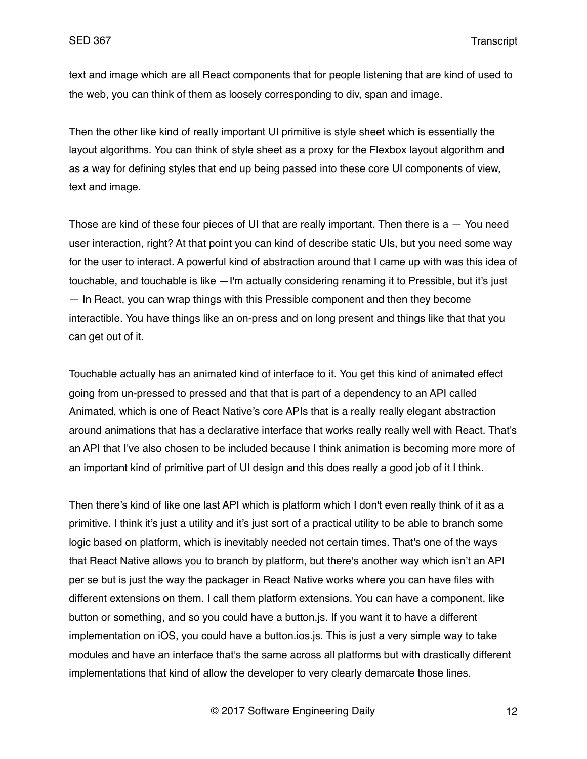text and image which are all React components that for people listening that are kind of used to the web, you can think of them as loosely corresponding to div, span and image.

Then the other like kind of really important UI primitive is style sheet which is essentially the layout algorithms. You can think of style sheet as a proxy for the Flexbox layout algorithm and as a way for defining styles that end up being passed into these core UI components of view, text and image.

Those are kind of these four pieces of UI that are really important. Then there is a — You need user interaction, right? At that point you can kind of describe static UIs, but you need some way for the user to interact. A powerful kind of abstraction around that I came up with was this idea of touchable, and touchable is like —I'm actually considering renaming it to Pressible, but it's just — In React, you can wrap things with this Pressible component and then they become interactible. You have things like an on-press and on long present and things like that that you can get out of it.

Touchable actually has an animated kind of interface to it. You get this kind of animated effect going from un-pressed to pressed and that that is part of a dependency to an API called Animated, which is one of React Native's core APIs that is a really really elegant abstraction around animations that has a declarative interface that works really really well with React. That's an API that I've also chosen to be included because I think animation is becoming more more of an important kind of primitive part of UI design and this does really a good job of it I think.

Then there's kind of like one last API which is platform which I don't even really think of it as a primitive. I think it's just a utility and it's just sort of a practical utility to be able to branch some logic based on platform, which is inevitably needed not certain times. That's one of the ways that React Native allows you to branch by platform, but there's another way which isn't an API per se but is just the way the packager in React Native works where you can have files with different extensions on them. I call them platform extensions. You can have a component, like button or something, and so you could have a button.js. If you want it to have a different implementation on iOS, you could have a button.ios.js. This is just a very simple way to take modules and have an interface that's the same across all platforms but with drastically different implementations that kind of allow the developer to very clearly demarcate those lines.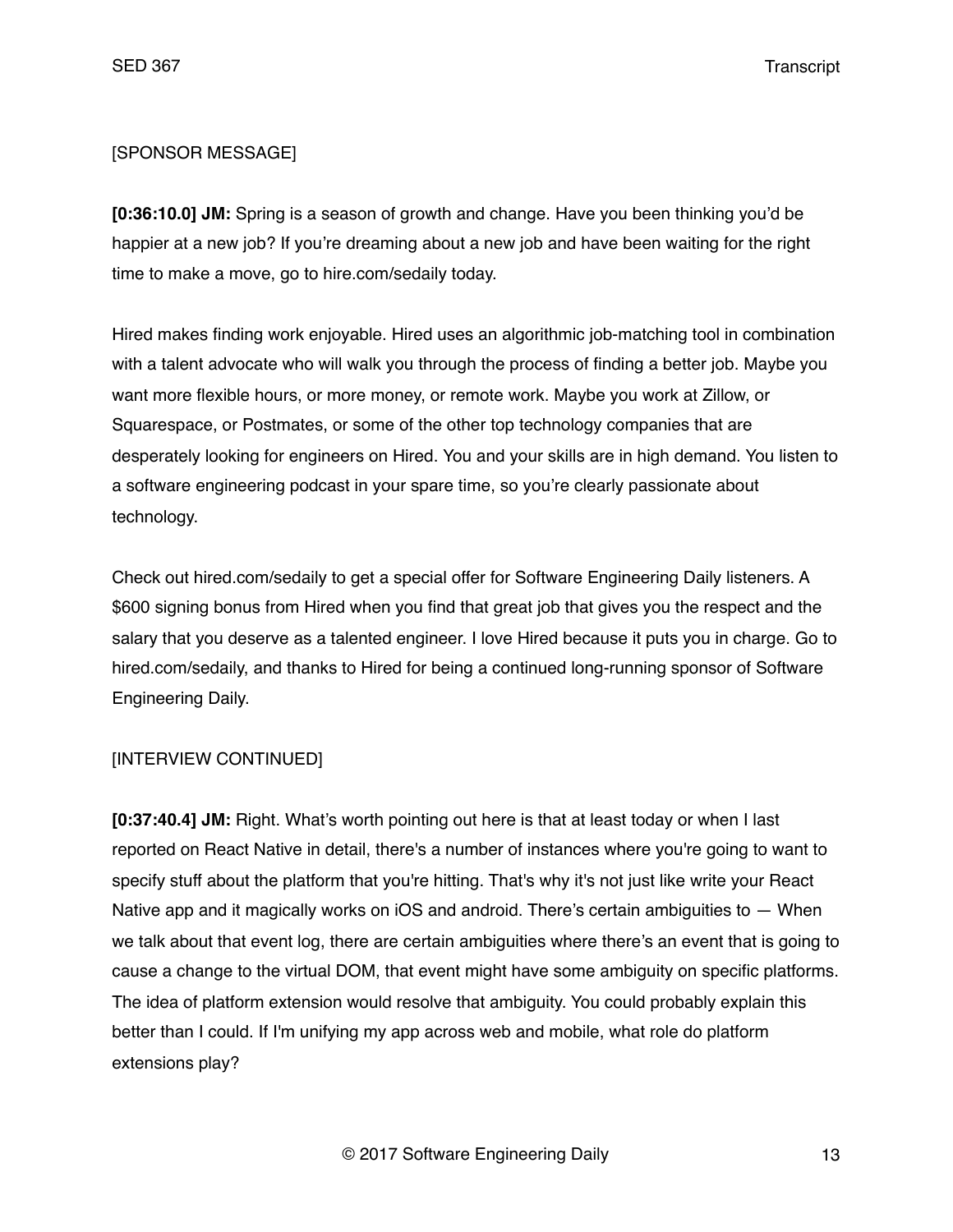[SPONSOR MESSAGE]

**[0:36:10.0] JM:** Spring is a season of growth and change. Have you been thinking you'd be happier at a new job? If you're dreaming about a new job and have been waiting for the right time to make a move, go to hire.com/sedaily today.

Hired makes finding work enjoyable. Hired uses an algorithmic job-matching tool in combination with a talent advocate who will walk you through the process of finding a better job. Maybe you want more flexible hours, or more money, or remote work. Maybe you work at Zillow, or Squarespace, or Postmates, or some of the other top technology companies that are desperately looking for engineers on Hired. You and your skills are in high demand. You listen to a software engineering podcast in your spare time, so you're clearly passionate about technology.

Check out hired.com/sedaily to get a special offer for Software Engineering Daily listeners. A $600 signing bonus from Hired when you find that great job that gives you the respect and the salary that you deserve as a talented engineer. I love Hired because it puts you in charge. Go to hired.com/sedaily, and thanks to Hired for being a continued long-running sponsor of Software Engineering Daily.

[INTERVIEW CONTINUED]

**[0:37:40.4] JM:** Right. What's worth pointing out here is that at least today or when I last reported on React Native in detail, there's a number of instances where you're going to want to specify stuff about the platform that you're hitting. That's why it's not just like write your React Native app and it magically works on iOS and android. There's certain ambiguities to — When we talk about that event log, there are certain ambiguities where there's an event that is going to cause a change to the virtual DOM, that event might have some ambiguity on specific platforms. The idea of platform extension would resolve that ambiguity. You could probably explain this better than I could. If I'm unifying my app across web and mobile, what role do platform extensions play?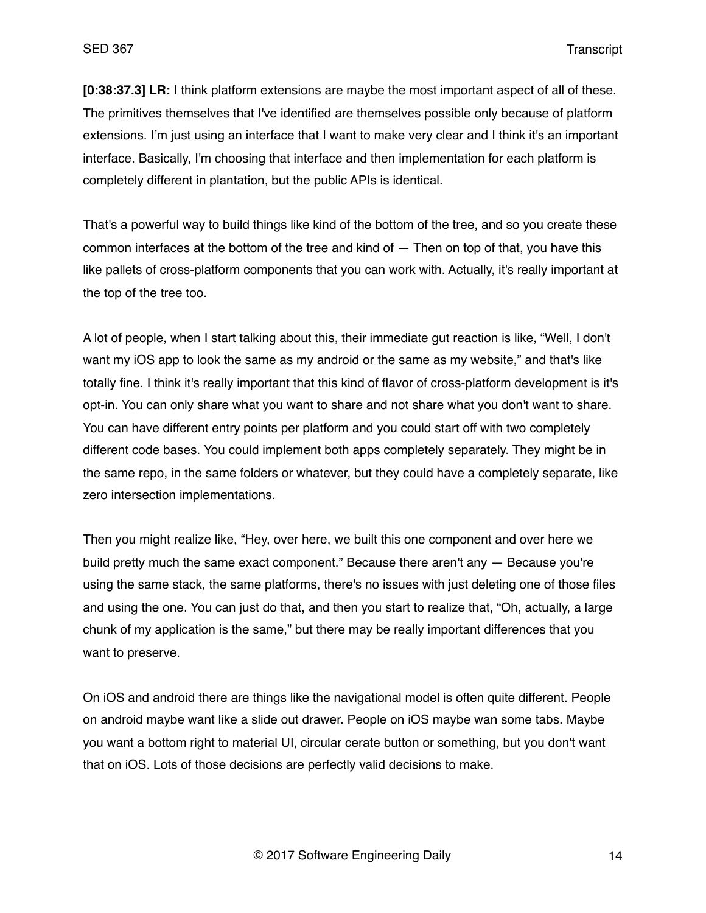**[0:38:37.3] LR:** I think platform extensions are maybe the most important aspect of all of these. The primitives themselves that I've identified are themselves possible only because of platform extensions. I'm just using an interface that I want to make very clear and I think it's an important interface. Basically, I'm choosing that interface and then implementation for each platform is completely different in plantation, but the public APIs is identical.

That's a powerful way to build things like kind of the bottom of the tree, and so you create these common interfaces at the bottom of the tree and kind of — Then on top of that, you have this like pallets of cross-platform components that you can work with. Actually, it's really important at the top of the tree too.

A lot of people, when I start talking about this, their immediate gut reaction is like, "Well, I don't want my iOS app to look the same as my android or the same as my website," and that's like totally fine. I think it's really important that this kind of flavor of cross-platform development is it's opt-in. You can only share what you want to share and not share what you don't want to share. You can have different entry points per platform and you could start off with two completely different code bases. You could implement both apps completely separately. They might be in the same repo, in the same folders or whatever, but they could have a completely separate, like zero intersection implementations.

Then you might realize like, "Hey, over here, we built this one component and over here we build pretty much the same exact component." Because there aren't any — Because you're using the same stack, the same platforms, there's no issues with just deleting one of those files and using the one. You can just do that, and then you start to realize that, "Oh, actually, a large chunk of my application is the same," but there may be really important differences that you want to preserve.

On iOS and android there are things like the navigational model is often quite different. People on android maybe want like a slide out drawer. People on iOS maybe wan some tabs. Maybe you want a bottom right to material UI, circular cerate button or something, but you don't want that on iOS. Lots of those decisions are perfectly valid decisions to make.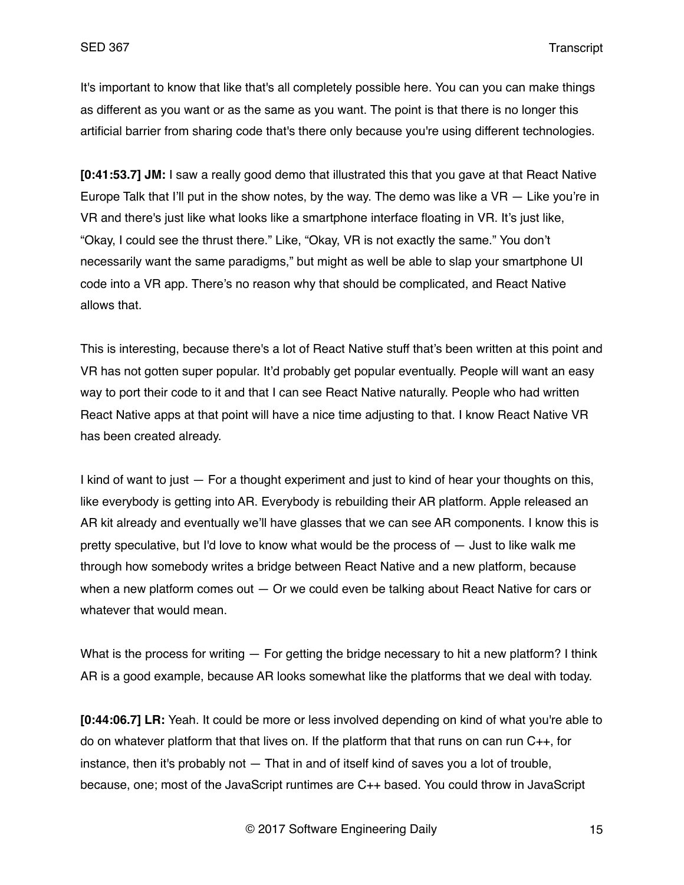It's important to know that like that's all completely possible here. You can you can make things as different as you want or as the same as you want. The point is that there is no longer this artificial barrier from sharing code that's there only because you're using different technologies.

**[0:41:53.7] JM:** I saw a really good demo that illustrated this that you gave at that React Native Europe Talk that I'll put in the show notes, by the way. The demo was like a VR — Like you're in VR and there's just like what looks like a smartphone interface floating in VR. It's just like, "Okay, I could see the thrust there." Like, "Okay, VR is not exactly the same." You don't necessarily want the same paradigms," but might as well be able to slap your smartphone UI code into a VR app. There's no reason why that should be complicated, and React Native allows that.

This is interesting, because there's a lot of React Native stuff that's been written at this point and VR has not gotten super popular. It'd probably get popular eventually. People will want an easy way to port their code to it and that I can see React Native naturally. People who had written React Native apps at that point will have a nice time adjusting to that. I know React Native VR has been created already.

I kind of want to just — For a thought experiment and just to kind of hear your thoughts on this, like everybody is getting into AR. Everybody is rebuilding their AR platform. Apple released an AR kit already and eventually we'll have glasses that we can see AR components. I know this is pretty speculative, but I'd love to know what would be the process of — Just to like walk me through how somebody writes a bridge between React Native and a new platform, because when a new platform comes out — Or we could even be talking about React Native for cars or whatever that would mean.

What is the process for writing — For getting the bridge necessary to hit a new platform? I think AR is a good example, because AR looks somewhat like the platforms that we deal with today.

**[0:44:06.7] LR:** Yeah. It could be more or less involved depending on kind of what you're able to do on whatever platform that that lives on. If the platform that that runs on can run C++, for instance, then it's probably not — That in and of itself kind of saves you a lot of trouble, because, one; most of the JavaScript runtimes are C++ based. You could throw in JavaScript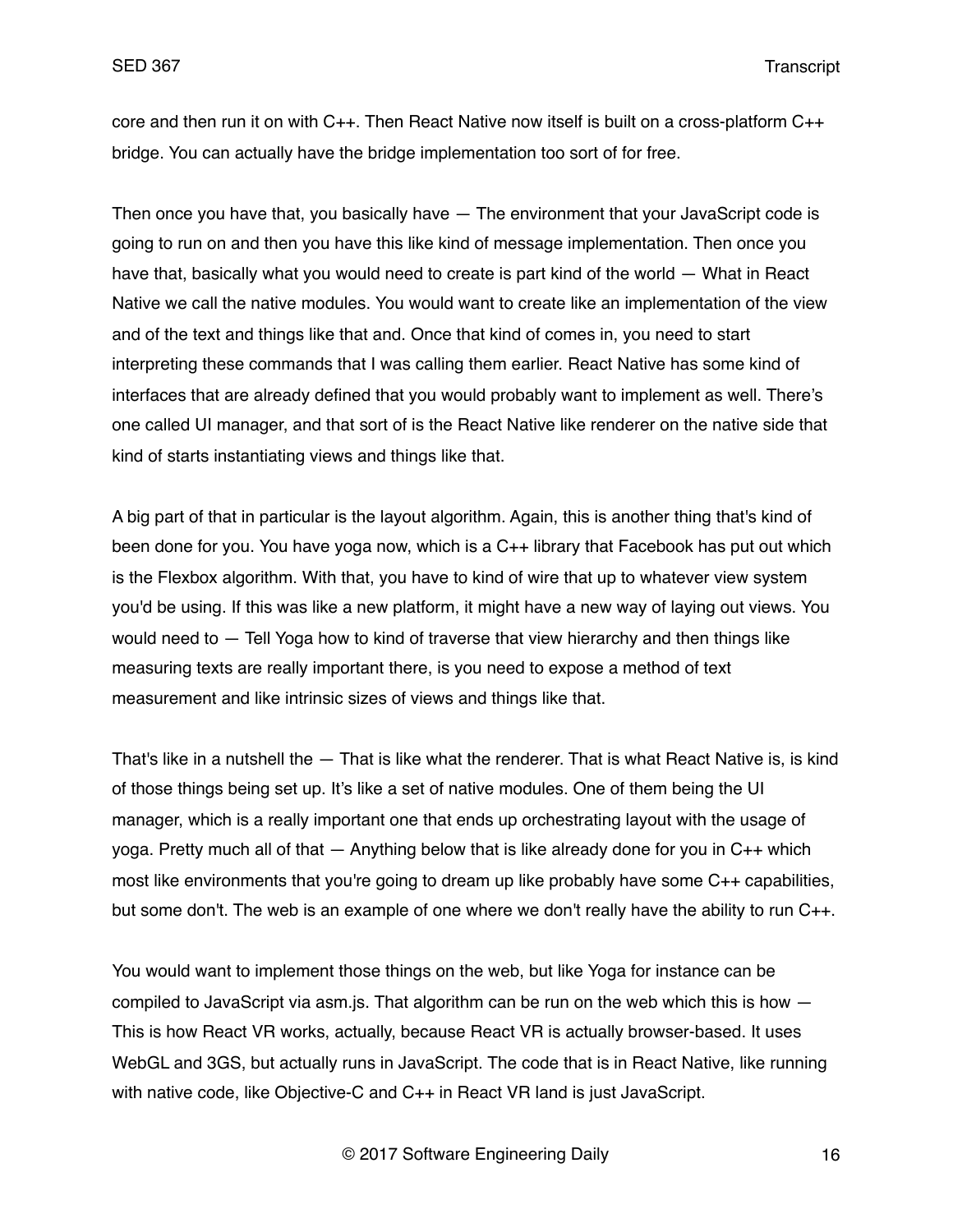core and then run it on with C++. Then React Native now itself is built on a cross-platform C++ bridge. You can actually have the bridge implementation too sort of for free.

Then once you have that, you basically have — The environment that your JavaScript code is going to run on and then you have this like kind of message implementation. Then once you have that, basically what you would need to create is part kind of the world — What in React Native we call the native modules. You would want to create like an implementation of the view and of the text and things like that and. Once that kind of comes in, you need to start interpreting these commands that I was calling them earlier. React Native has some kind of interfaces that are already defined that you would probably want to implement as well. There's one called UI manager, and that sort of is the React Native like renderer on the native side that kind of starts instantiating views and things like that.

A big part of that in particular is the layout algorithm. Again, this is another thing that's kind of been done for you. You have yoga now, which is a C++ library that Facebook has put out which is the Flexbox algorithm. With that, you have to kind of wire that up to whatever view system you'd be using. If this was like a new platform, it might have a new way of laying out views. You would need to — Tell Yoga how to kind of traverse that view hierarchy and then things like measuring texts are really important there, is you need to expose a method of text measurement and like intrinsic sizes of views and things like that.

That's like in a nutshell the — That is like what the renderer. That is what React Native is, is kind of those things being set up. It's like a set of native modules. One of them being the UI manager, which is a really important one that ends up orchestrating layout with the usage of yoga. Pretty much all of that — Anything below that is like already done for you in C++ which most like environments that you're going to dream up like probably have some C++ capabilities, but some don't. The web is an example of one where we don't really have the ability to run C++.

You would want to implement those things on the web, but like Yoga for instance can be compiled to JavaScript via asm.js. That algorithm can be run on the web which this is how — This is how React VR works, actually, because React VR is actually browser-based. It uses WebGL and 3GS, but actually runs in JavaScript. The code that is in React Native, like running with native code, like Objective-C and C++ in React VR land is just JavaScript.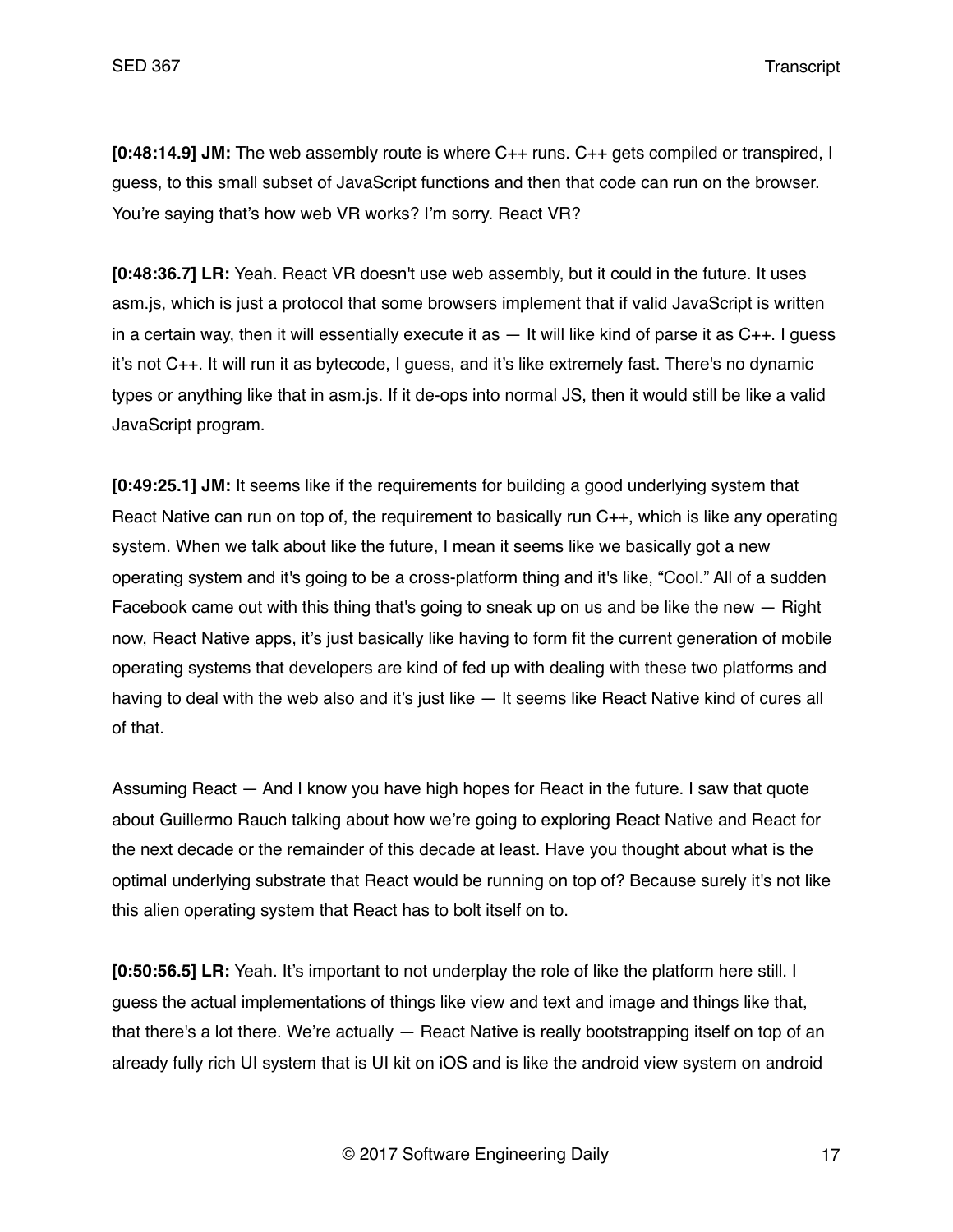**[0:48:14.9] JM:** The web assembly route is where C++ runs. C++ gets compiled or transpired, I guess, to this small subset of JavaScript functions and then that code can run on the browser. You're saying that's how web VR works? I'm sorry. React VR?

**[0:48:36.7] LR:** Yeah. React VR doesn't use web assembly, but it could in the future. It uses asm.js, which is just a protocol that some browsers implement that if valid JavaScript is written in a certain way, then it will essentially execute it as — It will like kind of parse it as C++. I guess it's not C++. It will run it as bytecode, I guess, and it's like extremely fast. There's no dynamic types or anything like that in asm.js. If it de-ops into normal JS, then it would still be like a valid JavaScript program.

**[0:49:25.1] JM:** It seems like if the requirements for building a good underlying system that React Native can run on top of, the requirement to basically run C++, which is like any operating system. When we talk about like the future, I mean it seems like we basically got a new operating system and it's going to be a cross-platform thing and it's like, "Cool." All of a sudden Facebook came out with this thing that's going to sneak up on us and be like the new — Right now, React Native apps, it's just basically like having to form fit the current generation of mobile operating systems that developers are kind of fed up with dealing with these two platforms and having to deal with the web also and it's just like — It seems like React Native kind of cures all of that.

Assuming React — And I know you have high hopes for React in the future. I saw that quote about Guillermo Rauch talking about how we're going to exploring React Native and React for the next decade or the remainder of this decade at least. Have you thought about what is the optimal underlying substrate that React would be running on top of? Because surely it's not like this alien operating system that React has to bolt itself on to.

**[0:50:56.5] LR:** Yeah. It's important to not underplay the role of like the platform here still. I guess the actual implementations of things like view and text and image and things like that, that there's a lot there. We're actually — React Native is really bootstrapping itself on top of an already fully rich UI system that is UI kit on iOS and is like the android view system on android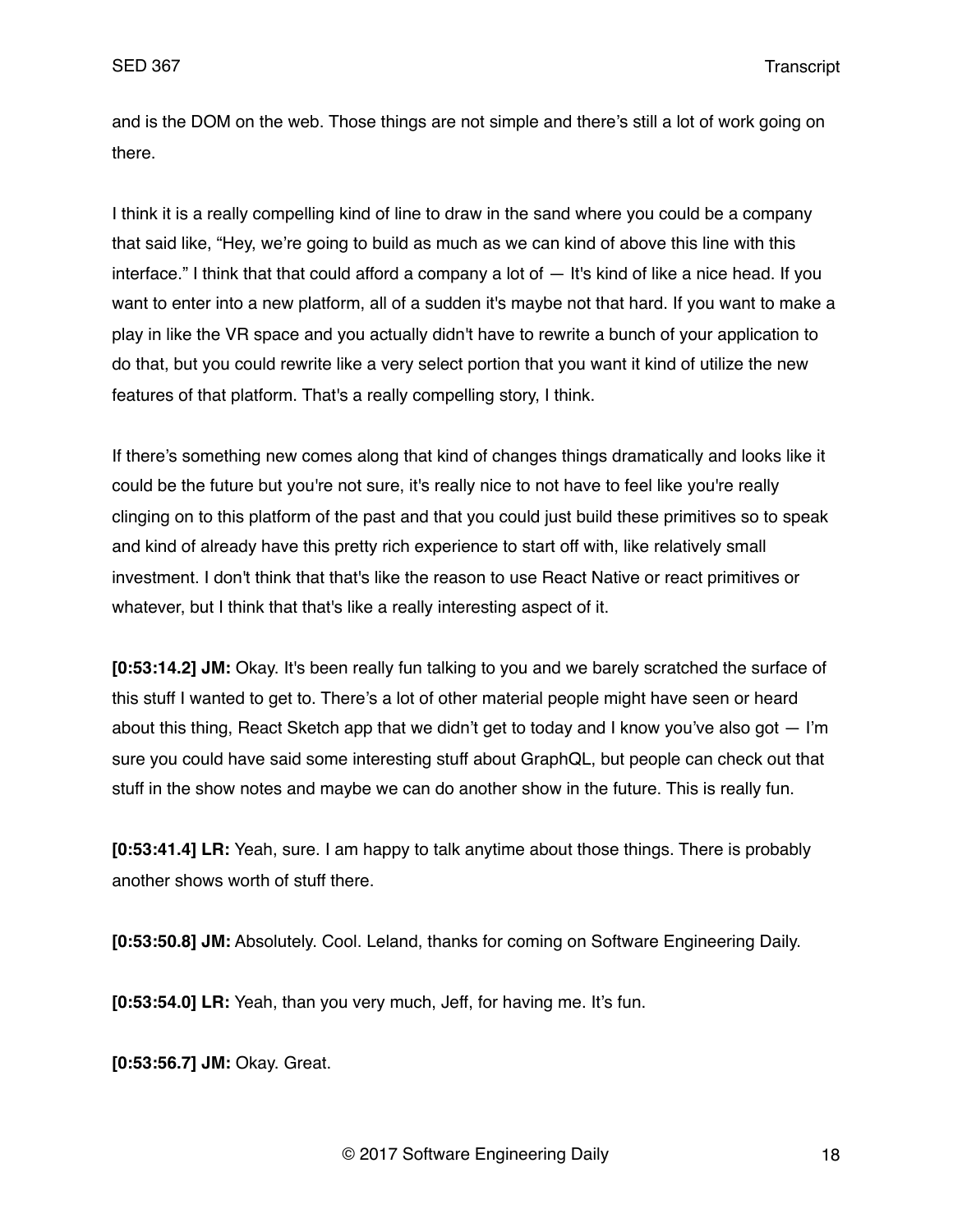and is the DOM on the web. Those things are not simple and there's still a lot of work going on there.

I think it is a really compelling kind of line to draw in the sand where you could be a company that said like, "Hey, we're going to build as much as we can kind of above this line with this interface." I think that that could afford a company a lot of — It's kind of like a nice head. If you want to enter into a new platform, all of a sudden it's maybe not that hard. If you want to make a play in like the VR space and you actually didn't have to rewrite a bunch of your application to do that, but you could rewrite like a very select portion that you want it kind of utilize the new features of that platform. That's a really compelling story, I think.

If there's something new comes along that kind of changes things dramatically and looks like it could be the future but you're not sure, it's really nice to not have to feel like you're really clinging on to this platform of the past and that you could just build these primitives so to speak and kind of already have this pretty rich experience to start off with, like relatively small investment. I don't think that that's like the reason to use React Native or react primitives or whatever, but I think that that's like a really interesting aspect of it.

**[0:53:14.2] JM:** Okay. It's been really fun talking to you and we barely scratched the surface of this stuff I wanted to get to. There's a lot of other material people might have seen or heard about this thing, React Sketch app that we didn't get to today and I know you've also got — I'm sure you could have said some interesting stuff about GraphQL, but people can check out that stuff in the show notes and maybe we can do another show in the future. This is really fun.

**[0:53:41.4] LR:** Yeah, sure. I am happy to talk anytime about those things. There is probably another shows worth of stuff there.

**[0:53:50.8] JM:** Absolutely. Cool. Leland, thanks for coming on Software Engineering Daily.

**[0:53:54.0] LR:** Yeah, than you very much, Jeff, for having me. It's fun.

**[0:53:56.7] JM:** Okay. Great.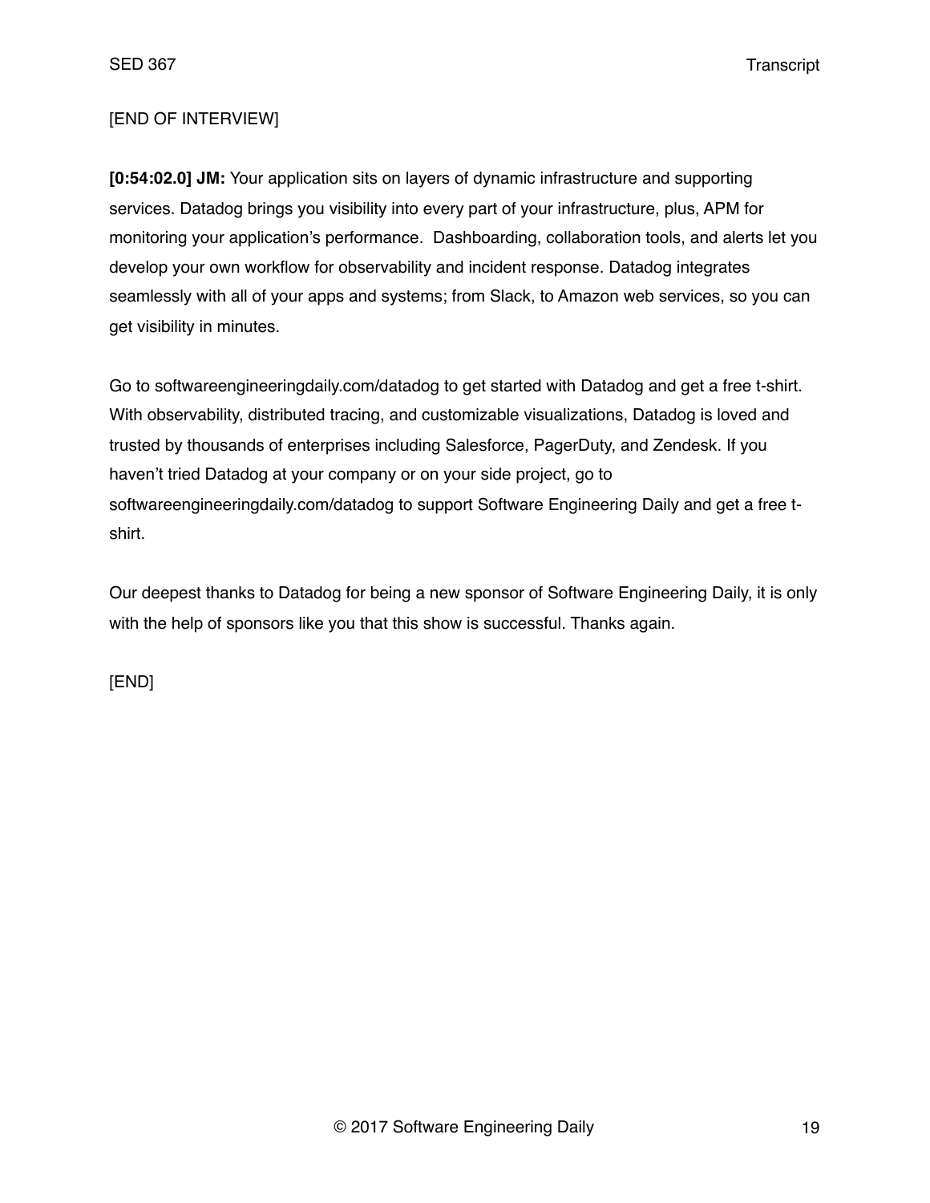[END OF INTERVIEW]

**[0:54:02.0] JM:** Your application sits on layers of dynamic infrastructure and supporting services. Datadog brings you visibility into every part of your infrastructure, plus, APM for monitoring your application's performance.  Dashboarding, collaboration tools, and alerts let you develop your own workflow for observability and incident response. Datadog integrates seamlessly with all of your apps and systems; from Slack, to Amazon web services, so you can get visibility in minutes.

Go to softwareengineeringdaily.com/datadog to get started with Datadog and get a free t-shirt. With observability, distributed tracing, and customizable visualizations, Datadog is loved and trusted by thousands of enterprises including Salesforce, PagerDuty, and Zendesk. If you haven't tried Datadog at your company or on your side project, go to softwareengineeringdaily.com/datadog to support Software Engineering Daily and get a free t-shirt.

Our deepest thanks to Datadog for being a new sponsor of Software Engineering Daily, it is only with the help of sponsors like you that this show is successful. Thanks again.

[END]